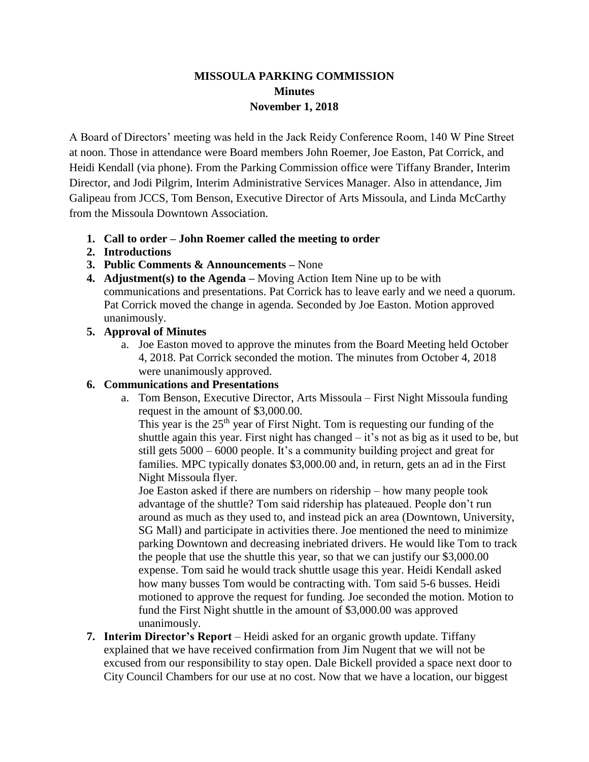# MISSOULA PARKING COMMISSION
## Minutes
## November 1, 2018

A Board of Directors' meeting was held in the Jack Reidy Conference Room, 140 W Pine Street at noon. Those in attendance were Board members John Roemer, Joe Easton, Pat Corrick, and Heidi Kendall (via phone). From the Parking Commission office were Tiffany Brander, Interim Director, and Jodi Pilgrim, Interim Administrative Services Manager. Also in attendance, Jim Galipeau from JCCS, Tom Benson, Executive Director of Arts Missoula, and Linda McCarthy from the Missoula Downtown Association.

1. **Call to order – John Roemer called the meeting to order**
2. **Introductions**
3. **Public Comments & Announcements –** None
4. **Adjustment(s) to the Agenda –** Moving Action Item Nine up to be with communications and presentations. Pat Corrick has to leave early and we need a quorum. Pat Corrick moved the change in agenda. Seconded by Joe Easton. Motion approved unanimously.
5. **Approval of Minutes**
   a. Joe Easton moved to approve the minutes from the Board Meeting held October 4, 2018. Pat Corrick seconded the motion. The minutes from October 4, 2018 were unanimously approved.
6. **Communications and Presentations**
   a. Tom Benson, Executive Director, Arts Missoula – First Night Missoula funding request in the amount of $3,000.00.
   This year is the 25th year of First Night. Tom is requesting our funding of the shuttle again this year. First night has changed – it's not as big as it used to be, but still gets 5000 – 6000 people. It's a community building project and great for families. MPC typically donates $3,000.00 and, in return, gets an ad in the First Night Missoula flyer.
   Joe Easton asked if there are numbers on ridership – how many people took advantage of the shuttle? Tom said ridership has plateaued. People don't run around as much as they used to, and instead pick an area (Downtown, University, SG Mall) and participate in activities there. Joe mentioned the need to minimize parking Downtown and decreasing inebriated drivers. He would like Tom to track the people that use the shuttle this year, so that we can justify our $3,000.00 expense. Tom said he would track shuttle usage this year. Heidi Kendall asked how many busses Tom would be contracting with. Tom said 5-6 busses. Heidi motioned to approve the request for funding. Joe seconded the motion. Motion to fund the First Night shuttle in the amount of $3,000.00 was approved unanimously.
7. **Interim Director's Report** – Heidi asked for an organic growth update. Tiffany explained that we have received confirmation from Jim Nugent that we will not be excused from our responsibility to stay open. Dale Bickell provided a space next door to City Council Chambers for our use at no cost. Now that we have a location, our biggest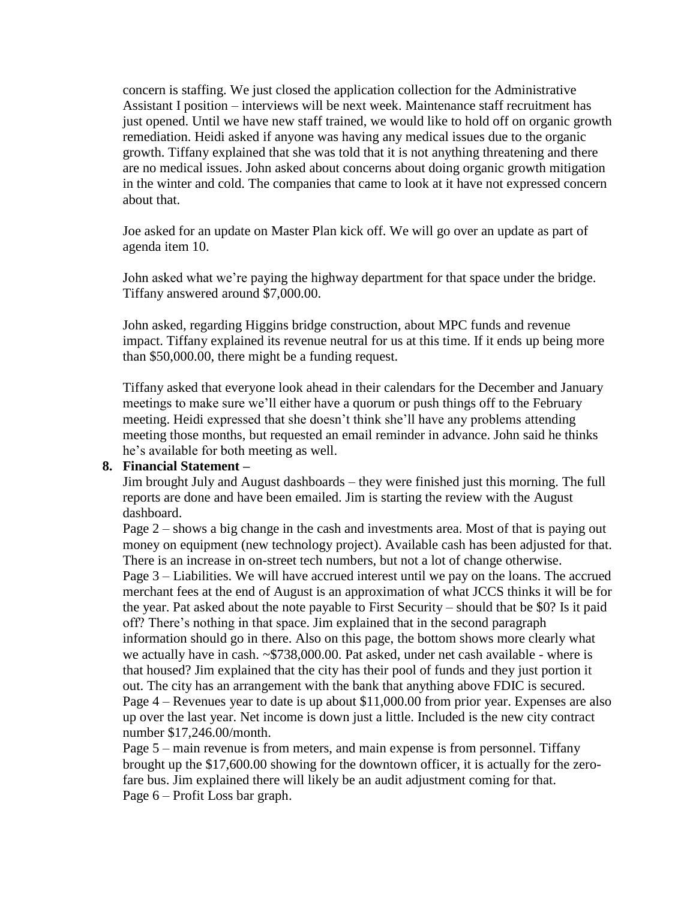concern is staffing. We just closed the application collection for the Administrative Assistant I position – interviews will be next week. Maintenance staff recruitment has just opened. Until we have new staff trained, we would like to hold off on organic growth remediation. Heidi asked if anyone was having any medical issues due to the organic growth. Tiffany explained that she was told that it is not anything threatening and there are no medical issues. John asked about concerns about doing organic growth mitigation in the winter and cold. The companies that came to look at it have not expressed concern about that.

Joe asked for an update on Master Plan kick off. We will go over an update as part of agenda item 10.

John asked what we're paying the highway department for that space under the bridge. Tiffany answered around $7,000.00.

John asked, regarding Higgins bridge construction, about MPC funds and revenue impact. Tiffany explained its revenue neutral for us at this time. If it ends up being more than $50,000.00, there might be a funding request.

Tiffany asked that everyone look ahead in their calendars for the December and January meetings to make sure we'll either have a quorum or push things off to the February meeting. Heidi expressed that she doesn't think she'll have any problems attending meeting those months, but requested an email reminder in advance. John said he thinks he's available for both meeting as well.

**8. Financial Statement –**

Jim brought July and August dashboards – they were finished just this morning. The full reports are done and have been emailed. Jim is starting the review with the August dashboard.

Page 2 – shows a big change in the cash and investments area. Most of that is paying out money on equipment (new technology project). Available cash has been adjusted for that. There is an increase in on-street tech numbers, but not a lot of change otherwise.

Page 3 – Liabilities. We will have accrued interest until we pay on the loans. The accrued merchant fees at the end of August is an approximation of what JCCS thinks it will be for the year. Pat asked about the note payable to First Security – should that be $0? Is it paid off? There's nothing in that space. Jim explained that in the second paragraph information should go in there. Also on this page, the bottom shows more clearly what we actually have in cash. ~$738,000.00. Pat asked, under net cash available - where is that housed? Jim explained that the city has their pool of funds and they just portion it out. The city has an arrangement with the bank that anything above FDIC is secured.

Page 4 – Revenues year to date is up about $11,000.00 from prior year. Expenses are also up over the last year. Net income is down just a little. Included is the new city contract number $17,246.00/month.

Page 5 – main revenue is from meters, and main expense is from personnel. Tiffany brought up the $17,600.00 showing for the downtown officer, it is actually for the zero-fare bus. Jim explained there will likely be an audit adjustment coming for that.

Page 6 – Profit Loss bar graph.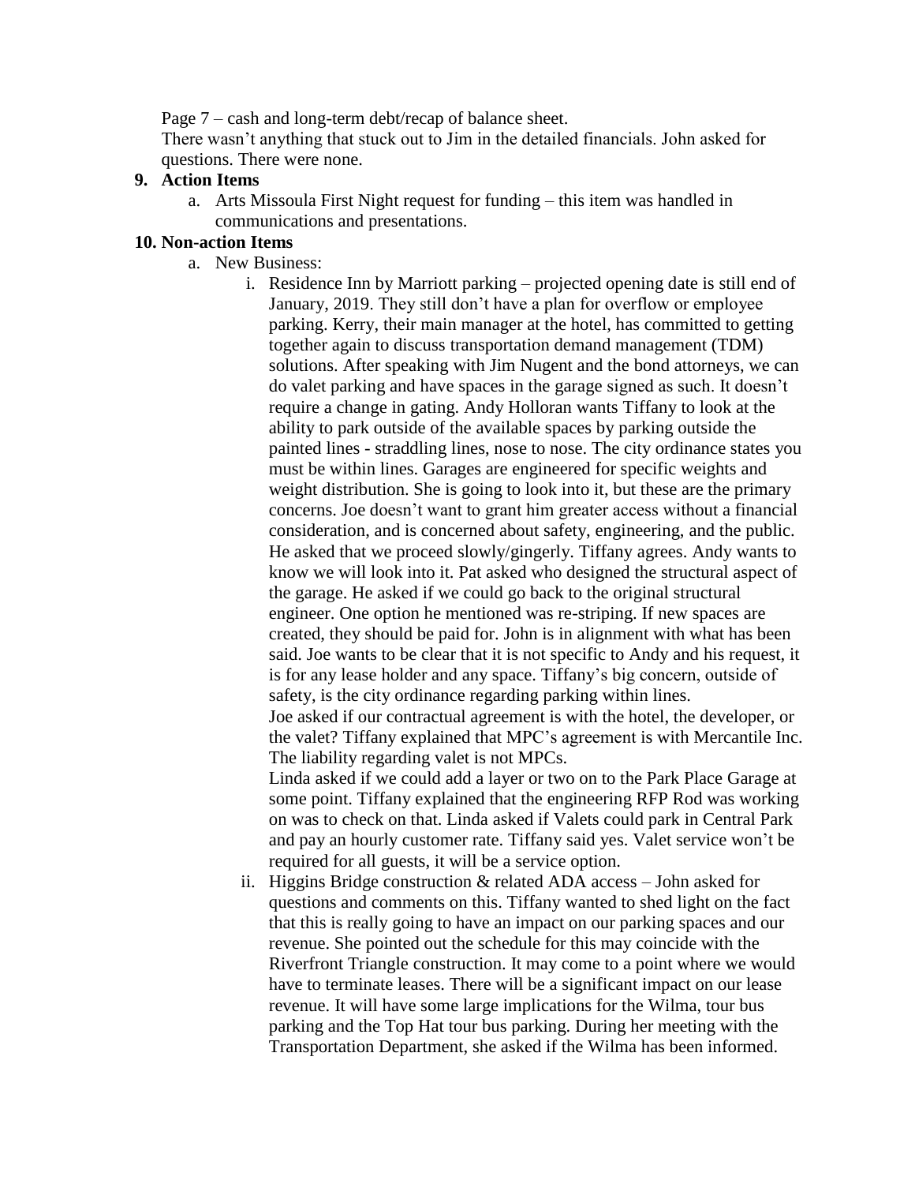Page 7 – cash and long-term debt/recap of balance sheet.

There wasn't anything that stuck out to Jim in the detailed financials. John asked for questions. There were none.

**9. Action Items**

a. Arts Missoula First Night request for funding – this item was handled in communications and presentations.

**10. Non-action Items**

a. New Business:

i. Residence Inn by Marriott parking – projected opening date is still end of January, 2019. They still don't have a plan for overflow or employee parking. Kerry, their main manager at the hotel, has committed to getting together again to discuss transportation demand management (TDM) solutions. After speaking with Jim Nugent and the bond attorneys, we can do valet parking and have spaces in the garage signed as such. It doesn't require a change in gating. Andy Holloran wants Tiffany to look at the ability to park outside of the available spaces by parking outside the painted lines - straddling lines, nose to nose. The city ordinance states you must be within lines. Garages are engineered for specific weights and weight distribution. She is going to look into it, but these are the primary concerns. Joe doesn't want to grant him greater access without a financial consideration, and is concerned about safety, engineering, and the public. He asked that we proceed slowly/gingerly. Tiffany agrees. Andy wants to know we will look into it. Pat asked who designed the structural aspect of the garage. He asked if we could go back to the original structural engineer. One option he mentioned was re-striping. If new spaces are created, they should be paid for. John is in alignment with what has been said. Joe wants to be clear that it is not specific to Andy and his request, it is for any lease holder and any space. Tiffany's big concern, outside of safety, is the city ordinance regarding parking within lines.

Joe asked if our contractual agreement is with the hotel, the developer, or the valet? Tiffany explained that MPC's agreement is with Mercantile Inc. The liability regarding valet is not MPCs.

Linda asked if we could add a layer or two on to the Park Place Garage at some point. Tiffany explained that the engineering RFP Rod was working on was to check on that. Linda asked if Valets could park in Central Park and pay an hourly customer rate. Tiffany said yes. Valet service won't be required for all guests, it will be a service option.

ii. Higgins Bridge construction & related ADA access – John asked for questions and comments on this. Tiffany wanted to shed light on the fact that this is really going to have an impact on our parking spaces and our revenue. She pointed out the schedule for this may coincide with the Riverfront Triangle construction. It may come to a point where we would have to terminate leases. There will be a significant impact on our lease revenue. It will have some large implications for the Wilma, tour bus parking and the Top Hat tour bus parking. During her meeting with the Transportation Department, she asked if the Wilma has been informed.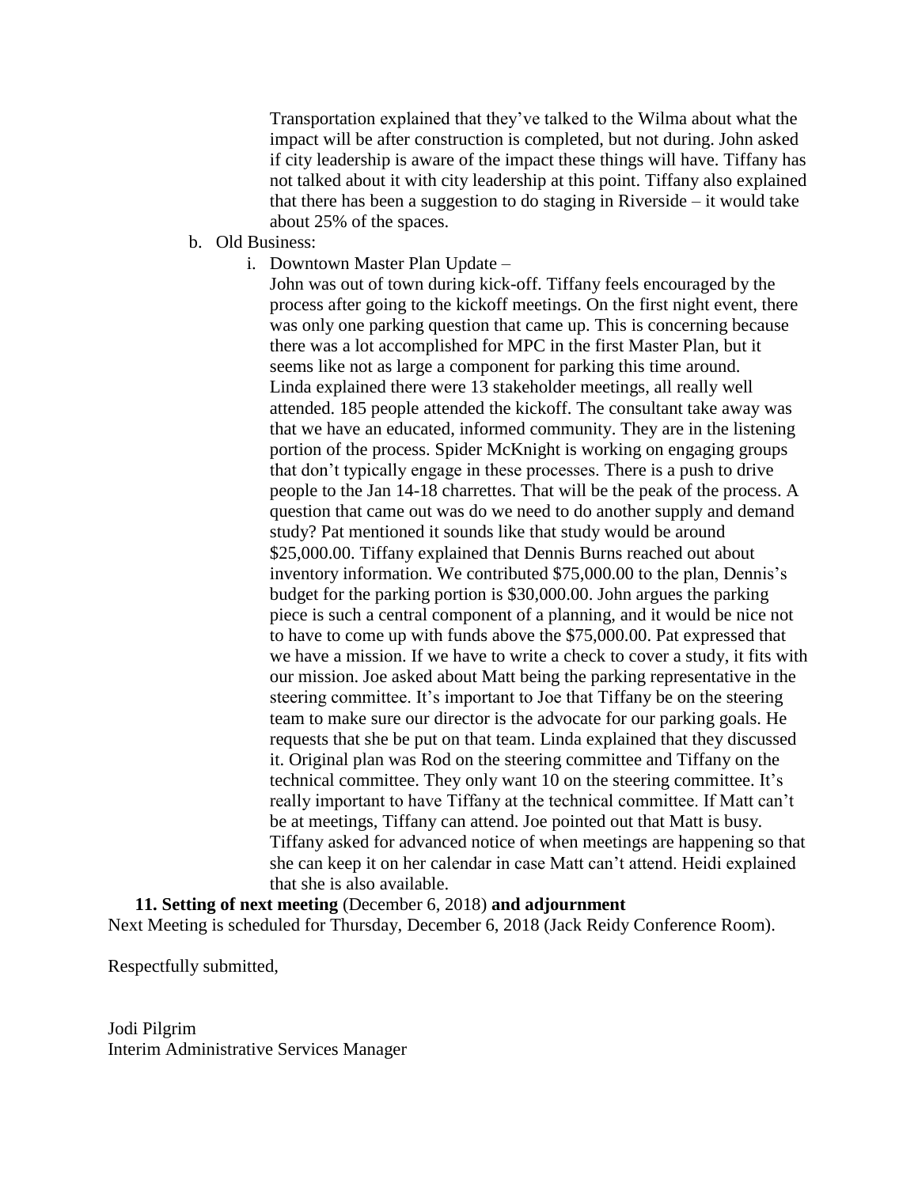Transportation explained that they've talked to the Wilma about what the impact will be after construction is completed, but not during. John asked if city leadership is aware of the impact these things will have. Tiffany has not talked about it with city leadership at this point. Tiffany also explained that there has been a suggestion to do staging in Riverside – it would take about 25% of the spaces.

b. Old Business:

   i. Downtown Master Plan Update –

   John was out of town during kick-off. Tiffany feels encouraged by the process after going to the kickoff meetings. On the first night event, there was only one parking question that came up. This is concerning because there was a lot accomplished for MPC in the first Master Plan, but it seems like not as large a component for parking this time around. Linda explained there were 13 stakeholder meetings, all really well attended. 185 people attended the kickoff. The consultant take away was that we have an educated, informed community. They are in the listening portion of the process. Spider McKnight is working on engaging groups that don't typically engage in these processes. There is a push to drive people to the Jan 14-18 charrettes. That will be the peak of the process. A question that came out was do we need to do another supply and demand study? Pat mentioned it sounds like that study would be around $25,000.00. Tiffany explained that Dennis Burns reached out about inventory information. We contributed $75,000.00 to the plan, Dennis's budget for the parking portion is $30,000.00. John argues the parking piece is such a central component of a planning, and it would be nice not to have to come up with funds above the $75,000.00. Pat expressed that we have a mission. If we have to write a check to cover a study, it fits with our mission. Joe asked about Matt being the parking representative in the steering committee. It's important to Joe that Tiffany be on the steering team to make sure our director is the advocate for our parking goals. He requests that she be put on that team. Linda explained that they discussed it. Original plan was Rod on the steering committee and Tiffany on the technical committee. They only want 10 on the steering committee. It's really important to have Tiffany at the technical committee. If Matt can't be at meetings, Tiffany can attend. Joe pointed out that Matt is busy. Tiffany asked for advanced notice of when meetings are happening so that she can keep it on her calendar in case Matt can't attend. Heidi explained that she is also available.

**11. Setting of next meeting** (December 6, 2018) **and adjournment**

Next Meeting is scheduled for Thursday, December 6, 2018 (Jack Reidy Conference Room).

Respectfully submitted,

Jodi Pilgrim
Interim Administrative Services Manager